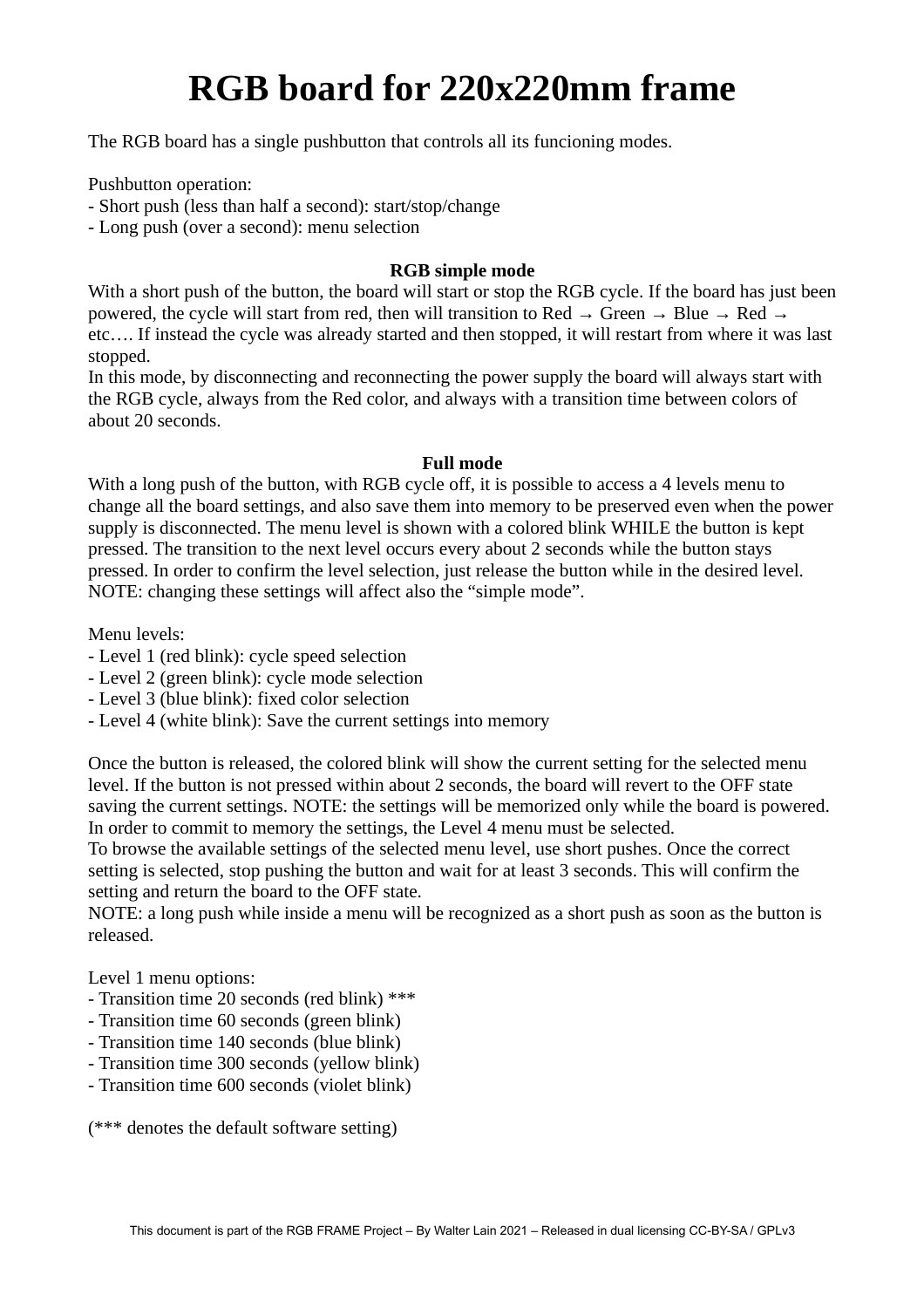# RGB board for 220x220mm frame

The RGB board has a single pushbutton that controls all its funcioning modes.

Pushbutton operation:
- Short push (less than half a second): start/stop/change
- Long push (over a second): menu selection

**RGB simple mode**

With a short push of the button, the board will start or stop the RGB cycle. If the board has just been powered, the cycle will start from red, then will transition to Red → Green → Blue → Red → etc…. If instead the cycle was already started and then stopped, it will restart from where it was last stopped.

In this mode, by disconnecting and reconnecting the power supply the board will always start with the RGB cycle, always from the Red color, and always with a transition time between colors of about 20 seconds.

**Full mode**

With a long push of the button, with RGB cycle off, it is possible to access a 4 levels menu to change all the board settings, and also save them into memory to be preserved even when the power supply is disconnected. The menu level is shown with a colored blink WHILE the button is kept pressed. The transition to the next level occurs every about 2 seconds while the button stays pressed. In order to confirm the level selection, just release the button while in the desired level. NOTE: changing these settings will affect also the "simple mode".

Menu levels:
- Level 1 (red blink): cycle speed selection
- Level 2 (green blink): cycle mode selection
- Level 3 (blue blink): fixed color selection
- Level 4 (white blink): Save the current settings into memory

Once the button is released, the colored blink will show the current setting for the selected menu level. If the button is not pressed within about 2 seconds, the board will revert to the OFF state saving the current settings. NOTE: the settings will be memorized only while the board is powered. In order to commit to memory the settings, the Level 4 menu must be selected.

To browse the available settings of the selected menu level, use short pushes. Once the correct setting is selected, stop pushing the button and wait for at least 3 seconds. This will confirm the setting and return the board to the OFF state.

NOTE: a long push while inside a menu will be recognized as a short push as soon as the button is released.

Level 1 menu options:
- Transition time 20 seconds (red blink) ***
- Transition time 60 seconds (green blink)
- Transition time 140 seconds (blue blink)
- Transition time 300 seconds (yellow blink)
- Transition time 600 seconds (violet blink)

(*** denotes the default software setting)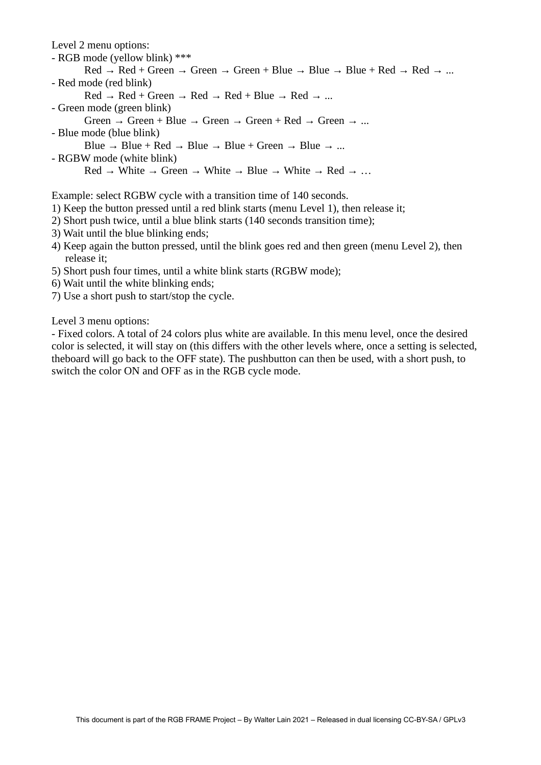Level 2 menu options:

- RGB mode (yellow blink) ***

    Red → Red + Green → Green → Green + Blue → Blue → Blue + Red → Red → ...

- Red mode (red blink)

    Red → Red + Green → Red → Red + Blue → Red → ...

- Green mode (green blink)

    Green → Green + Blue → Green → Green + Red → Green → ...

- Blue mode (blue blink)

    Blue → Blue + Red → Blue → Blue + Green → Blue → ...

- RGBW mode (white blink)

    Red → White → Green → White → Blue → White → Red → …

Example: select RGBW cycle with a transition time of 140 seconds.

1) Keep the button pressed until a red blink starts (menu Level 1), then release it;
2) Short push twice, until a blue blink starts (140 seconds transition time);
3) Wait until the blue blinking ends;
4) Keep again the button pressed, until the blink goes red and then green (menu Level 2), then release it;
5) Short push four times, until a white blink starts (RGBW mode);
6) Wait until the white blinking ends;
7) Use a short push to start/stop the cycle.

Level 3 menu options:

- Fixed colors. A total of 24 colors plus white are available. In this menu level, once the desired color is selected, it will stay on (this differs with the other levels where, once a setting is selected, theboard will go back to the OFF state). The pushbutton can then be used, with a short push, to switch the color ON and OFF as in the RGB cycle mode.